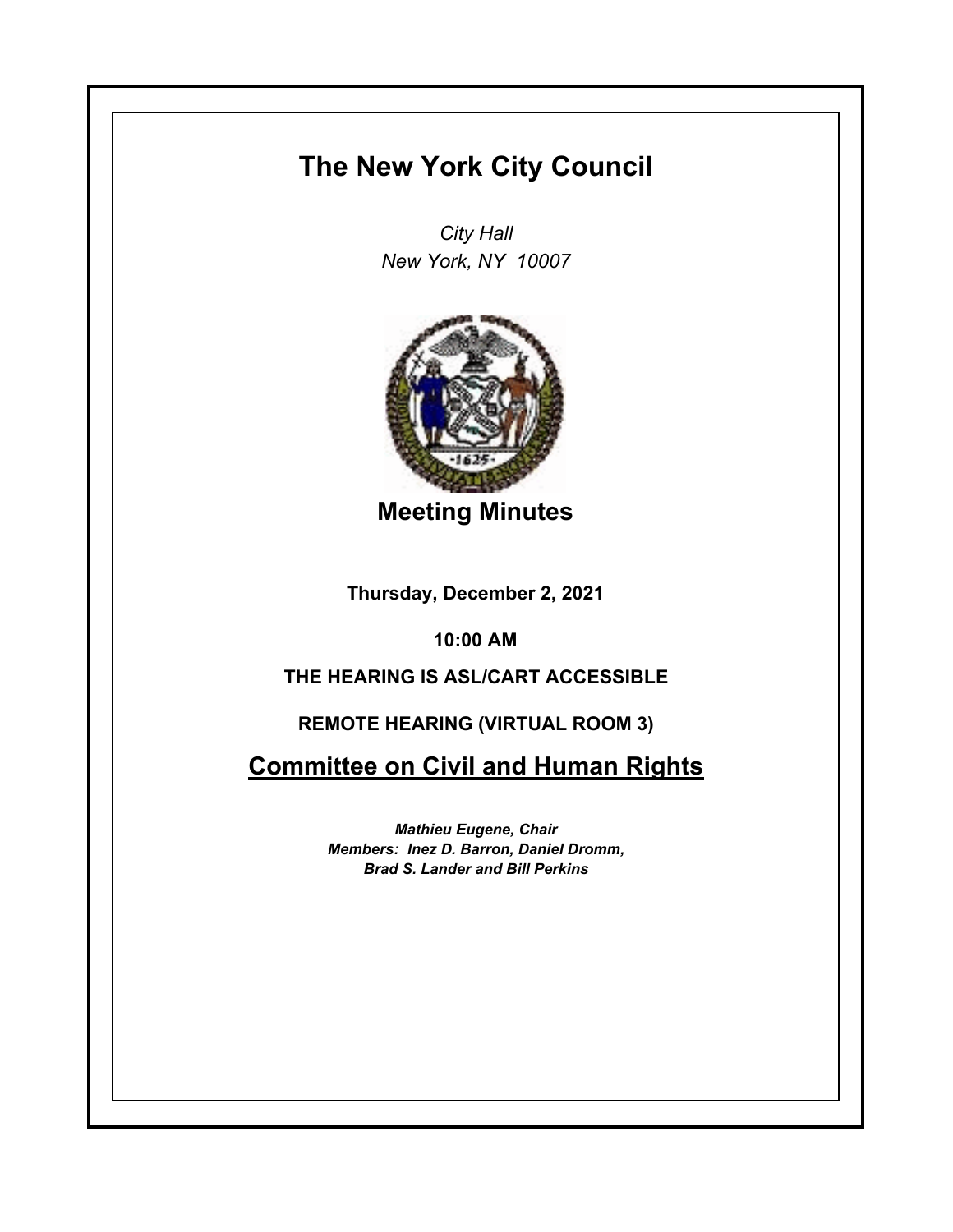# The New York City Council

*City Hall*
*New York, NY 10007*

## Meeting Minutes

**Thursday, December 2, 2021**

**10:00 AM**

**THE HEARING IS ASL/CART ACCESSIBLE**

**REMOTE HEARING (VIRTUAL ROOM 3)**

## Committee on Civil and Human Rights

***Mathieu Eugene, Chair***
***Members: Inez D. Barron, Daniel Dromm, Brad S. Lander and Bill Perkins***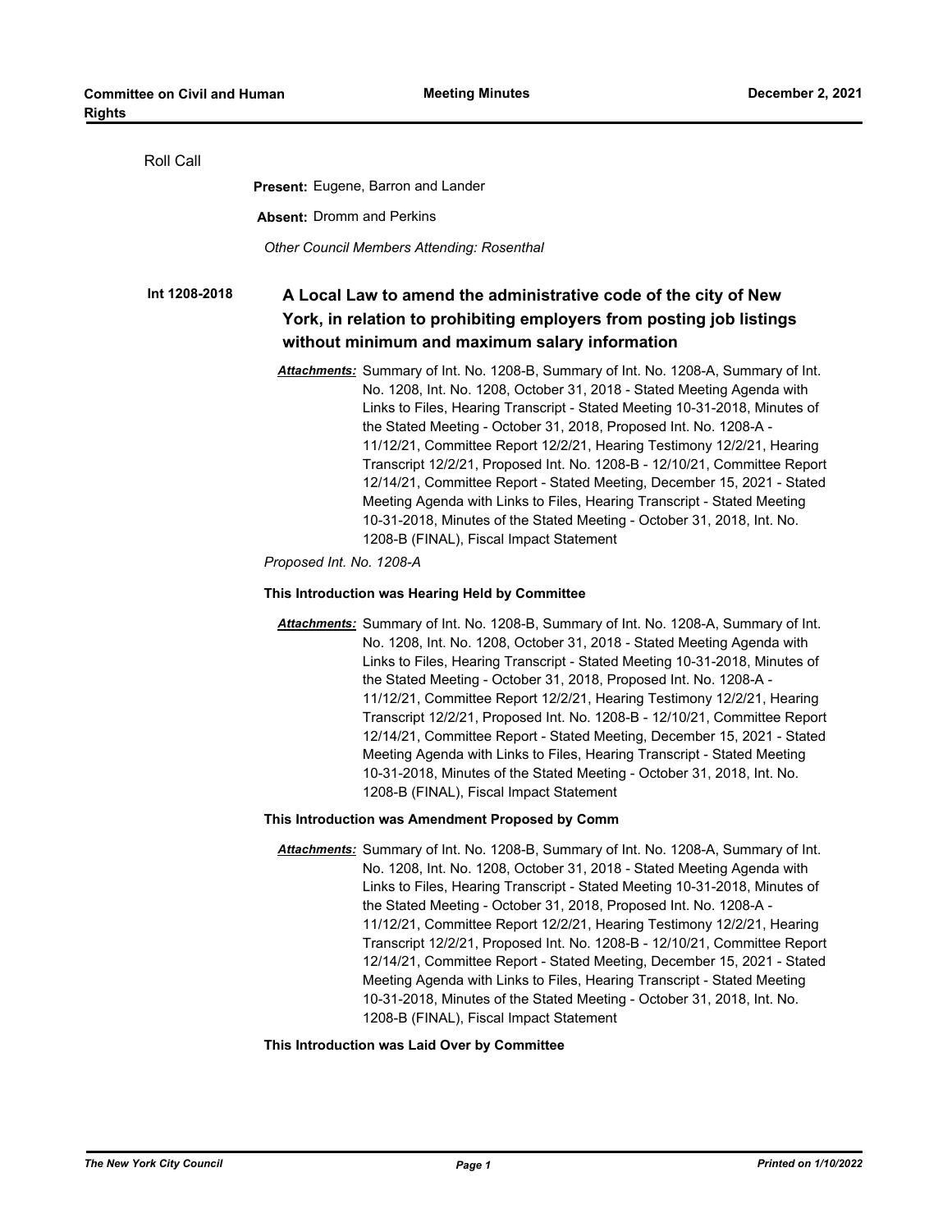Roll Call

**Present:** Eugene, Barron and Lander

**Absent:** Dromm and Perkins

*Other Council Members Attending: Rosenthal*

**Int 1208-2018**

## A Local Law to amend the administrative code of the city of New York, in relation to prohibiting employers from posting job listings without minimum and maximum salary information

***Attachments:*** Summary of Int. No. 1208-B, Summary of Int. No. 1208-A, Summary of Int. No. 1208, Int. No. 1208, October 31, 2018 - Stated Meeting Agenda with Links to Files, Hearing Transcript - Stated Meeting 10-31-2018, Minutes of the Stated Meeting - October 31, 2018, Proposed Int. No. 1208-A - 11/12/21, Committee Report 12/2/21, Hearing Testimony 12/2/21, Hearing Transcript 12/2/21, Proposed Int. No. 1208-B - 12/10/21, Committee Report 12/14/21, Committee Report - Stated Meeting, December 15, 2021 - Stated Meeting Agenda with Links to Files, Hearing Transcript - Stated Meeting 10-31-2018, Minutes of the Stated Meeting - October 31, 2018, Int. No. 1208-B (FINAL), Fiscal Impact Statement

*Proposed Int. No. 1208-A*

**This Introduction was Hearing Held by Committee**

***Attachments:*** Summary of Int. No. 1208-B, Summary of Int. No. 1208-A, Summary of Int. No. 1208, Int. No. 1208, October 31, 2018 - Stated Meeting Agenda with Links to Files, Hearing Transcript - Stated Meeting 10-31-2018, Minutes of the Stated Meeting - October 31, 2018, Proposed Int. No. 1208-A - 11/12/21, Committee Report 12/2/21, Hearing Testimony 12/2/21, Hearing Transcript 12/2/21, Proposed Int. No. 1208-B - 12/10/21, Committee Report 12/14/21, Committee Report - Stated Meeting, December 15, 2021 - Stated Meeting Agenda with Links to Files, Hearing Transcript - Stated Meeting 10-31-2018, Minutes of the Stated Meeting - October 31, 2018, Int. No. 1208-B (FINAL), Fiscal Impact Statement

**This Introduction was Amendment Proposed by Comm**

***Attachments:*** Summary of Int. No. 1208-B, Summary of Int. No. 1208-A, Summary of Int. No. 1208, Int. No. 1208, October 31, 2018 - Stated Meeting Agenda with Links to Files, Hearing Transcript - Stated Meeting 10-31-2018, Minutes of the Stated Meeting - October 31, 2018, Proposed Int. No. 1208-A - 11/12/21, Committee Report 12/2/21, Hearing Testimony 12/2/21, Hearing Transcript 12/2/21, Proposed Int. No. 1208-B - 12/10/21, Committee Report 12/14/21, Committee Report - Stated Meeting, December 15, 2021 - Stated Meeting Agenda with Links to Files, Hearing Transcript - Stated Meeting 10-31-2018, Minutes of the Stated Meeting - October 31, 2018, Int. No. 1208-B (FINAL), Fiscal Impact Statement

**This Introduction was Laid Over by Committee**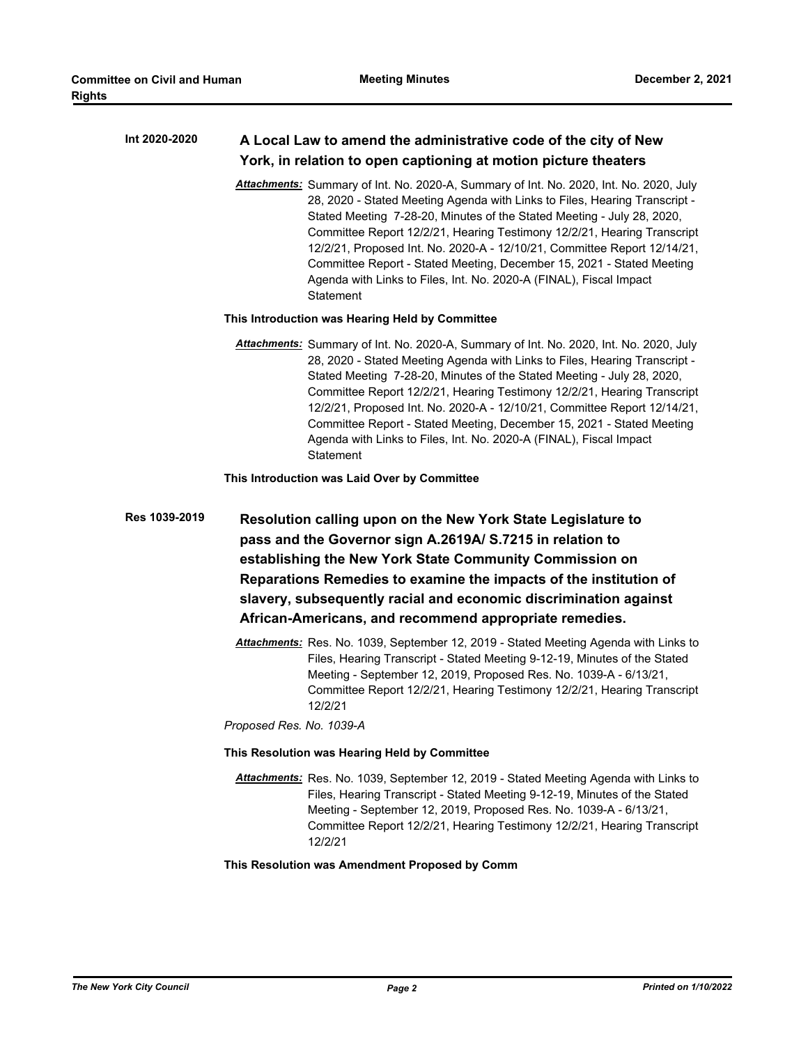**Int 2020-2020** **A Local Law to amend the administrative code of the city of New York, in relation to open captioning at motion picture theaters**

***Attachments:*** Summary of Int. No. 2020-A, Summary of Int. No. 2020, Int. No. 2020, July 28, 2020 - Stated Meeting Agenda with Links to Files, Hearing Transcript - Stated Meeting 7-28-20, Minutes of the Stated Meeting - July 28, 2020, Committee Report 12/2/21, Hearing Testimony 12/2/21, Hearing Transcript 12/2/21, Proposed Int. No. 2020-A - 12/10/21, Committee Report 12/14/21, Committee Report - Stated Meeting, December 15, 2021 - Stated Meeting Agenda with Links to Files, Int. No. 2020-A (FINAL), Fiscal Impact Statement

**This Introduction was Hearing Held by Committee**

***Attachments:*** Summary of Int. No. 2020-A, Summary of Int. No. 2020, Int. No. 2020, July 28, 2020 - Stated Meeting Agenda with Links to Files, Hearing Transcript - Stated Meeting 7-28-20, Minutes of the Stated Meeting - July 28, 2020, Committee Report 12/2/21, Hearing Testimony 12/2/21, Hearing Transcript 12/2/21, Proposed Int. No. 2020-A - 12/10/21, Committee Report 12/14/21, Committee Report - Stated Meeting, December 15, 2021 - Stated Meeting Agenda with Links to Files, Int. No. 2020-A (FINAL), Fiscal Impact Statement

**This Introduction was Laid Over by Committee**

**Res 1039-2019** **Resolution calling upon on the New York State Legislature to pass and the Governor sign A.2619A/ S.7215 in relation to establishing the New York State Community Commission on Reparations Remedies to examine the impacts of the institution of slavery, subsequently racial and economic discrimination against African-Americans, and recommend appropriate remedies.**

***Attachments:*** Res. No. 1039, September 12, 2019 - Stated Meeting Agenda with Links to Files, Hearing Transcript - Stated Meeting 9-12-19, Minutes of the Stated Meeting - September 12, 2019, Proposed Res. No. 1039-A - 6/13/21, Committee Report 12/2/21, Hearing Testimony 12/2/21, Hearing Transcript 12/2/21

*Proposed Res. No. 1039-A*

**This Resolution was Hearing Held by Committee**

***Attachments:*** Res. No. 1039, September 12, 2019 - Stated Meeting Agenda with Links to Files, Hearing Transcript - Stated Meeting 9-12-19, Minutes of the Stated Meeting - September 12, 2019, Proposed Res. No. 1039-A - 6/13/21, Committee Report 12/2/21, Hearing Testimony 12/2/21, Hearing Transcript 12/2/21

**This Resolution was Amendment Proposed by Comm**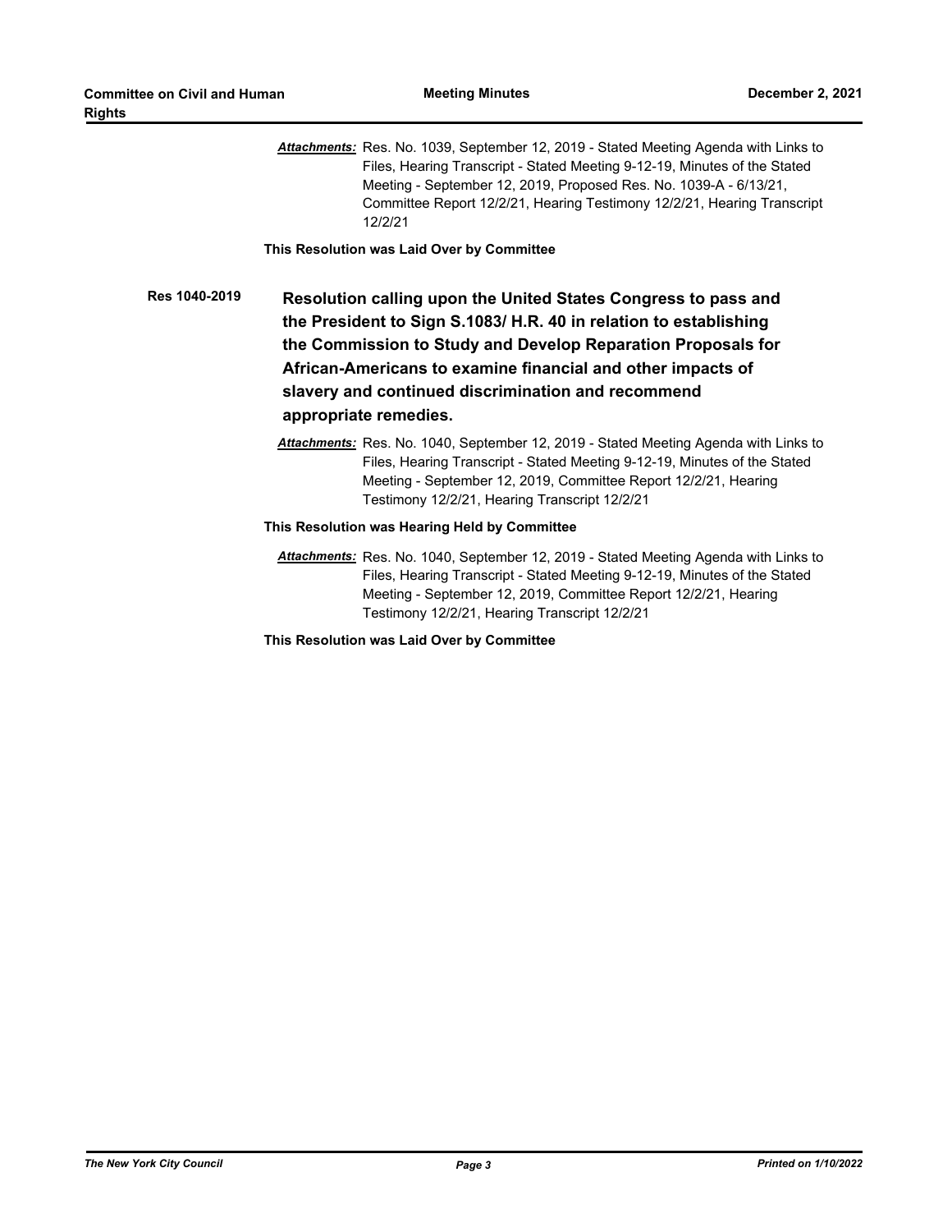***Attachments:*** Res. No. 1039, September 12, 2019 - Stated Meeting Agenda with Links to Files, Hearing Transcript - Stated Meeting 9-12-19, Minutes of the Stated Meeting - September 12, 2019, Proposed Res. No. 1039-A - 6/13/21, Committee Report 12/2/21, Hearing Testimony 12/2/21, Hearing Transcript 12/2/21

**This Resolution was Laid Over by Committee**

**Res 1040-2019** **Resolution calling upon the United States Congress to pass and the President to Sign S.1083/ H.R. 40 in relation to establishing the Commission to Study and Develop Reparation Proposals for African-Americans to examine financial and other impacts of slavery and continued discrimination and recommend appropriate remedies.**

***Attachments:*** Res. No. 1040, September 12, 2019 - Stated Meeting Agenda with Links to Files, Hearing Transcript - Stated Meeting 9-12-19, Minutes of the Stated Meeting - September 12, 2019, Committee Report 12/2/21, Hearing Testimony 12/2/21, Hearing Transcript 12/2/21

**This Resolution was Hearing Held by Committee**

***Attachments:*** Res. No. 1040, September 12, 2019 - Stated Meeting Agenda with Links to Files, Hearing Transcript - Stated Meeting 9-12-19, Minutes of the Stated Meeting - September 12, 2019, Committee Report 12/2/21, Hearing Testimony 12/2/21, Hearing Transcript 12/2/21

**This Resolution was Laid Over by Committee**